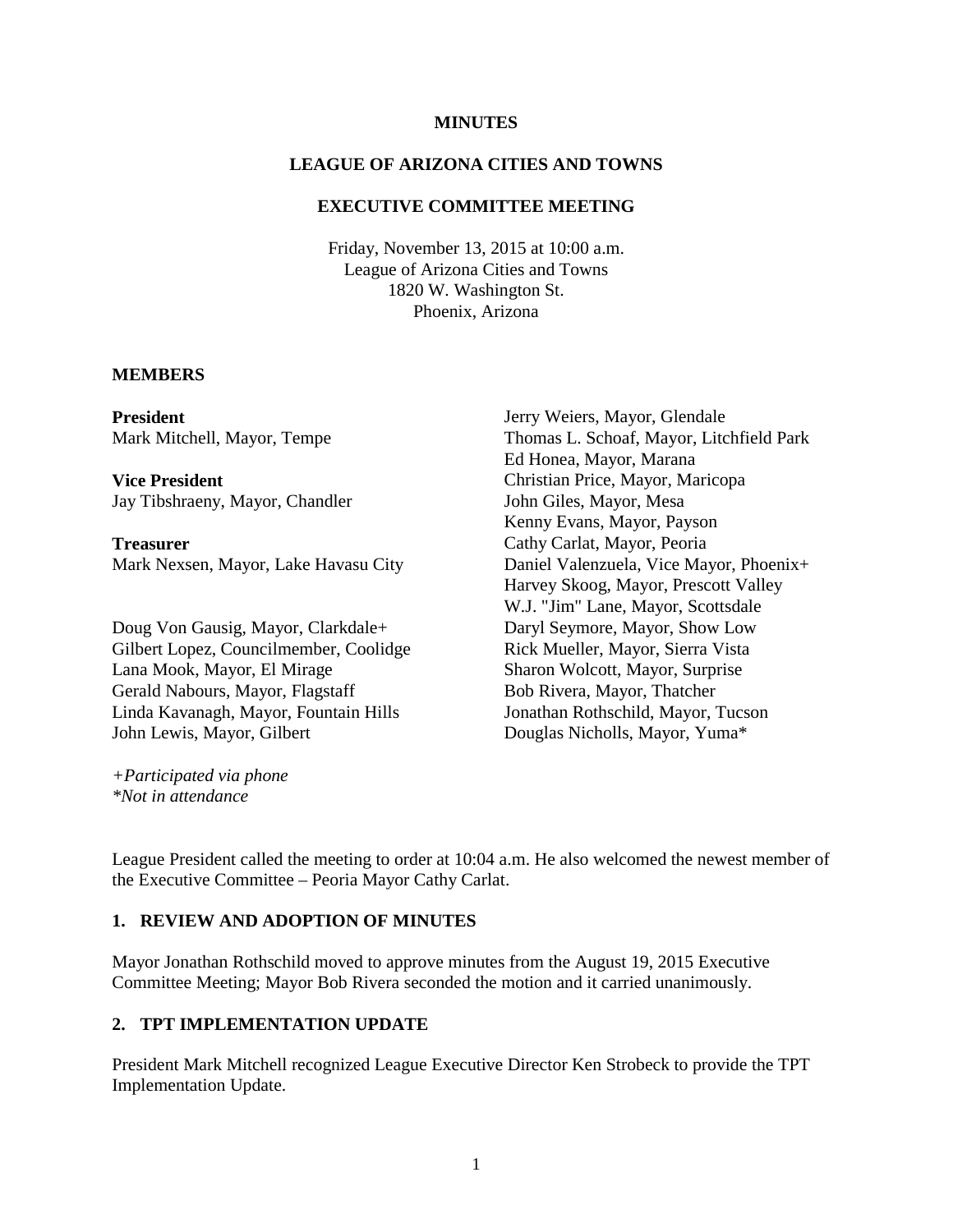**MINUTES**

**LEAGUE OF ARIZONA CITIES AND TOWNS**

**EXECUTIVE COMMITTEE MEETING**

Friday, November 13, 2015 at 10:00 a.m.
League of Arizona Cities and Towns
1820 W. Washington St.
Phoenix, Arizona

**MEMBERS**

**President**
Mark Mitchell, Mayor, Tempe

**Vice President**
Jay Tibshraeny, Mayor, Chandler

**Treasurer**
Mark Nexsen, Mayor, Lake Havasu City

Doug Von Gausig, Mayor, Clarkdale+
Gilbert Lopez, Councilmember, Coolidge
Lana Mook, Mayor, El Mirage
Gerald Nabours, Mayor, Flagstaff
Linda Kavanagh, Mayor, Fountain Hills
John Lewis, Mayor, Gilbert
Jerry Weiers, Mayor, Glendale
Thomas L. Schoaf, Mayor, Litchfield Park
Ed Honea, Mayor, Marana
Christian Price, Mayor, Maricopa
John Giles, Mayor, Mesa
Kenny Evans, Mayor, Payson
Cathy Carlat, Mayor, Peoria
Daniel Valenzuela, Vice Mayor, Phoenix+
Harvey Skoog, Mayor, Prescott Valley
W.J. "Jim" Lane, Mayor, Scottsdale
Daryl Seymore, Mayor, Show Low
Rick Mueller, Mayor, Sierra Vista
Sharon Wolcott, Mayor, Surprise
Bob Rivera, Mayor, Thatcher
Jonathan Rothschild, Mayor, Tucson
Douglas Nicholls, Mayor, Yuma*

*+Participated via phone*
**Not in attendance*

League President called the meeting to order at 10:04 a.m. He also welcomed the newest member of the Executive Committee – Peoria Mayor Cathy Carlat.

## 1. REVIEW AND ADOPTION OF MINUTES

Mayor Jonathan Rothschild moved to approve minutes from the August 19, 2015 Executive Committee Meeting; Mayor Bob Rivera seconded the motion and it carried unanimously.

## 2. TPT IMPLEMENTATION UPDATE

President Mark Mitchell recognized League Executive Director Ken Strobeck to provide the TPT Implementation Update.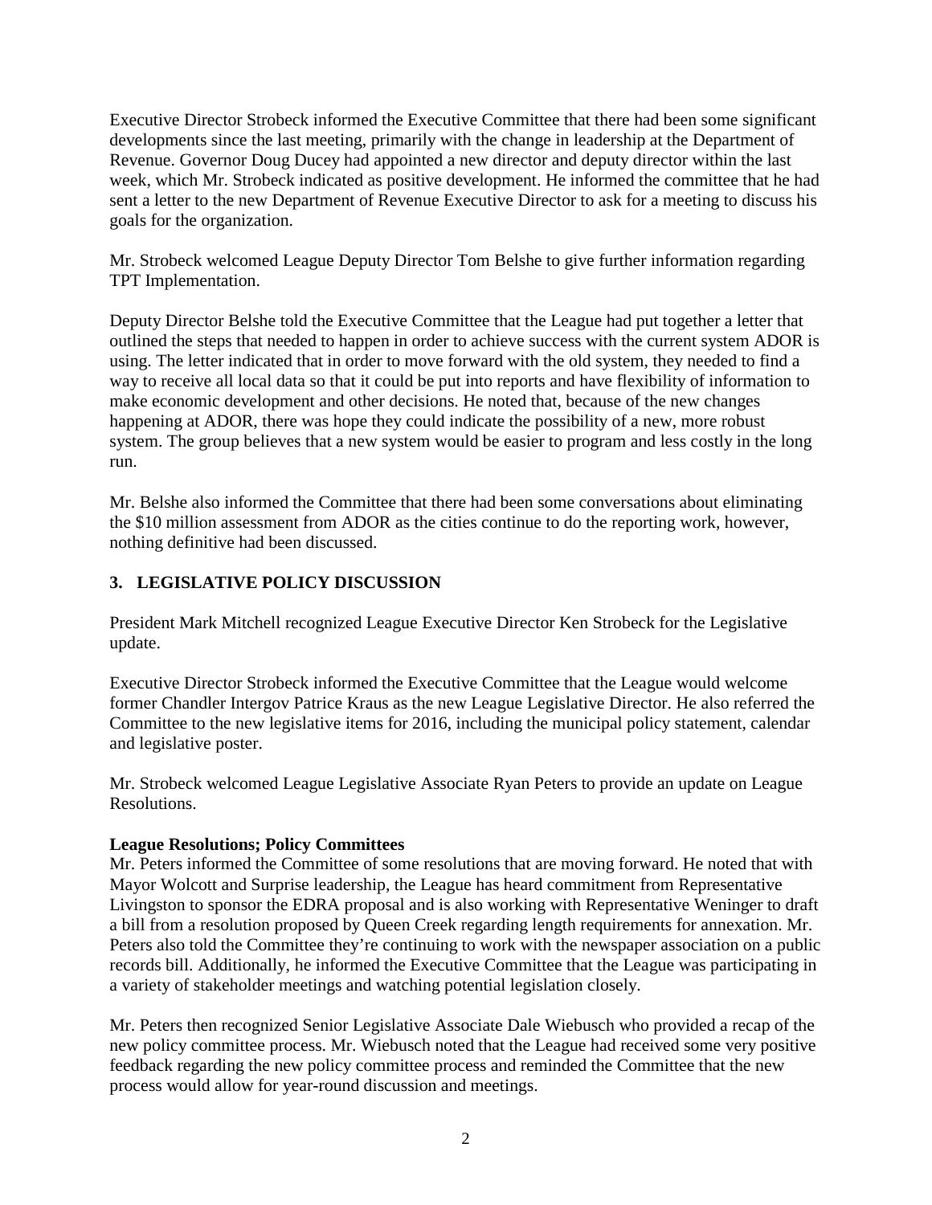Executive Director Strobeck informed the Executive Committee that there had been some significant developments since the last meeting, primarily with the change in leadership at the Department of Revenue. Governor Doug Ducey had appointed a new director and deputy director within the last week, which Mr. Strobeck indicated as positive development. He informed the committee that he had sent a letter to the new Department of Revenue Executive Director to ask for a meeting to discuss his goals for the organization.

Mr. Strobeck welcomed League Deputy Director Tom Belshe to give further information regarding TPT Implementation.

Deputy Director Belshe told the Executive Committee that the League had put together a letter that outlined the steps that needed to happen in order to achieve success with the current system ADOR is using. The letter indicated that in order to move forward with the old system, they needed to find a way to receive all local data so that it could be put into reports and have flexibility of information to make economic development and other decisions. He noted that, because of the new changes happening at ADOR, there was hope they could indicate the possibility of a new, more robust system. The group believes that a new system would be easier to program and less costly in the long run.

Mr. Belshe also informed the Committee that there had been some conversations about eliminating the $10 million assessment from ADOR as the cities continue to do the reporting work, however, nothing definitive had been discussed.

## 3. LEGISLATIVE POLICY DISCUSSION

President Mark Mitchell recognized League Executive Director Ken Strobeck for the Legislative update.

Executive Director Strobeck informed the Executive Committee that the League would welcome former Chandler Intergov Patrice Kraus as the new League Legislative Director. He also referred the Committee to the new legislative items for 2016, including the municipal policy statement, calendar and legislative poster.

Mr. Strobeck welcomed League Legislative Associate Ryan Peters to provide an update on League Resolutions.

**League Resolutions; Policy Committees**

Mr. Peters informed the Committee of some resolutions that are moving forward. He noted that with Mayor Wolcott and Surprise leadership, the League has heard commitment from Representative Livingston to sponsor the EDRA proposal and is also working with Representative Weninger to draft a bill from a resolution proposed by Queen Creek regarding length requirements for annexation. Mr. Peters also told the Committee they're continuing to work with the newspaper association on a public records bill. Additionally, he informed the Executive Committee that the League was participating in a variety of stakeholder meetings and watching potential legislation closely.

Mr. Peters then recognized Senior Legislative Associate Dale Wiebusch who provided a recap of the new policy committee process. Mr. Wiebusch noted that the League had received some very positive feedback regarding the new policy committee process and reminded the Committee that the new process would allow for year-round discussion and meetings.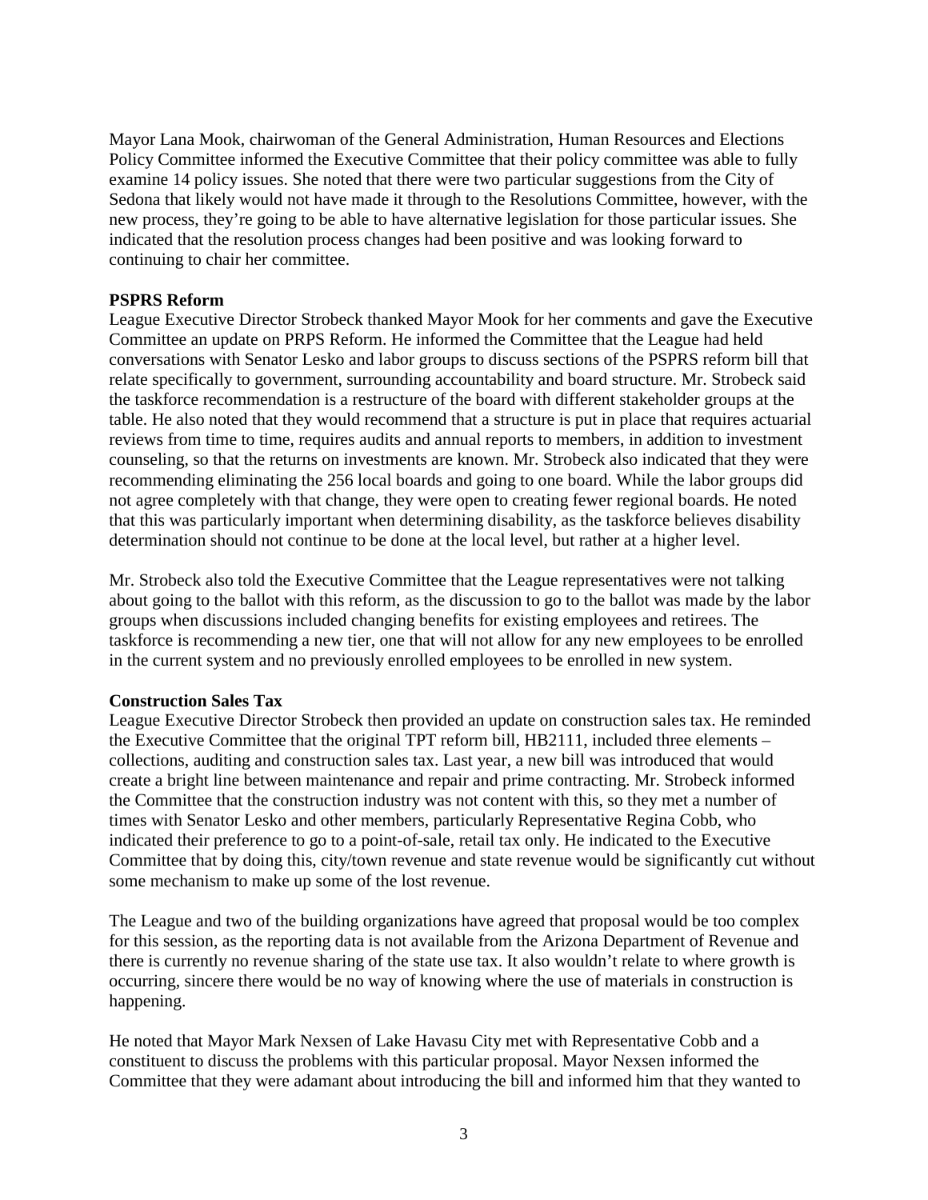Mayor Lana Mook, chairwoman of the General Administration, Human Resources and Elections Policy Committee informed the Executive Committee that their policy committee was able to fully examine 14 policy issues. She noted that there were two particular suggestions from the City of Sedona that likely would not have made it through to the Resolutions Committee, however, with the new process, they're going to be able to have alternative legislation for those particular issues. She indicated that the resolution process changes had been positive and was looking forward to continuing to chair her committee.

**PSPRS Reform**

League Executive Director Strobeck thanked Mayor Mook for her comments and gave the Executive Committee an update on PRPS Reform. He informed the Committee that the League had held conversations with Senator Lesko and labor groups to discuss sections of the PSPRS reform bill that relate specifically to government, surrounding accountability and board structure. Mr. Strobeck said the taskforce recommendation is a restructure of the board with different stakeholder groups at the table. He also noted that they would recommend that a structure is put in place that requires actuarial reviews from time to time, requires audits and annual reports to members, in addition to investment counseling, so that the returns on investments are known. Mr. Strobeck also indicated that they were recommending eliminating the 256 local boards and going to one board. While the labor groups did not agree completely with that change, they were open to creating fewer regional boards. He noted that this was particularly important when determining disability, as the taskforce believes disability determination should not continue to be done at the local level, but rather at a higher level.

Mr. Strobeck also told the Executive Committee that the League representatives were not talking about going to the ballot with this reform, as the discussion to go to the ballot was made by the labor groups when discussions included changing benefits for existing employees and retirees. The taskforce is recommending a new tier, one that will not allow for any new employees to be enrolled in the current system and no previously enrolled employees to be enrolled in new system.

**Construction Sales Tax**

League Executive Director Strobeck then provided an update on construction sales tax. He reminded the Executive Committee that the original TPT reform bill, HB2111, included three elements – collections, auditing and construction sales tax. Last year, a new bill was introduced that would create a bright line between maintenance and repair and prime contracting. Mr. Strobeck informed the Committee that the construction industry was not content with this, so they met a number of times with Senator Lesko and other members, particularly Representative Regina Cobb, who indicated their preference to go to a point-of-sale, retail tax only. He indicated to the Executive Committee that by doing this, city/town revenue and state revenue would be significantly cut without some mechanism to make up some of the lost revenue.

The League and two of the building organizations have agreed that proposal would be too complex for this session, as the reporting data is not available from the Arizona Department of Revenue and there is currently no revenue sharing of the state use tax. It also wouldn't relate to where growth is occurring, sincere there would be no way of knowing where the use of materials in construction is happening.

He noted that Mayor Mark Nexsen of Lake Havasu City met with Representative Cobb and a constituent to discuss the problems with this particular proposal. Mayor Nexsen informed the Committee that they were adamant about introducing the bill and informed him that they wanted to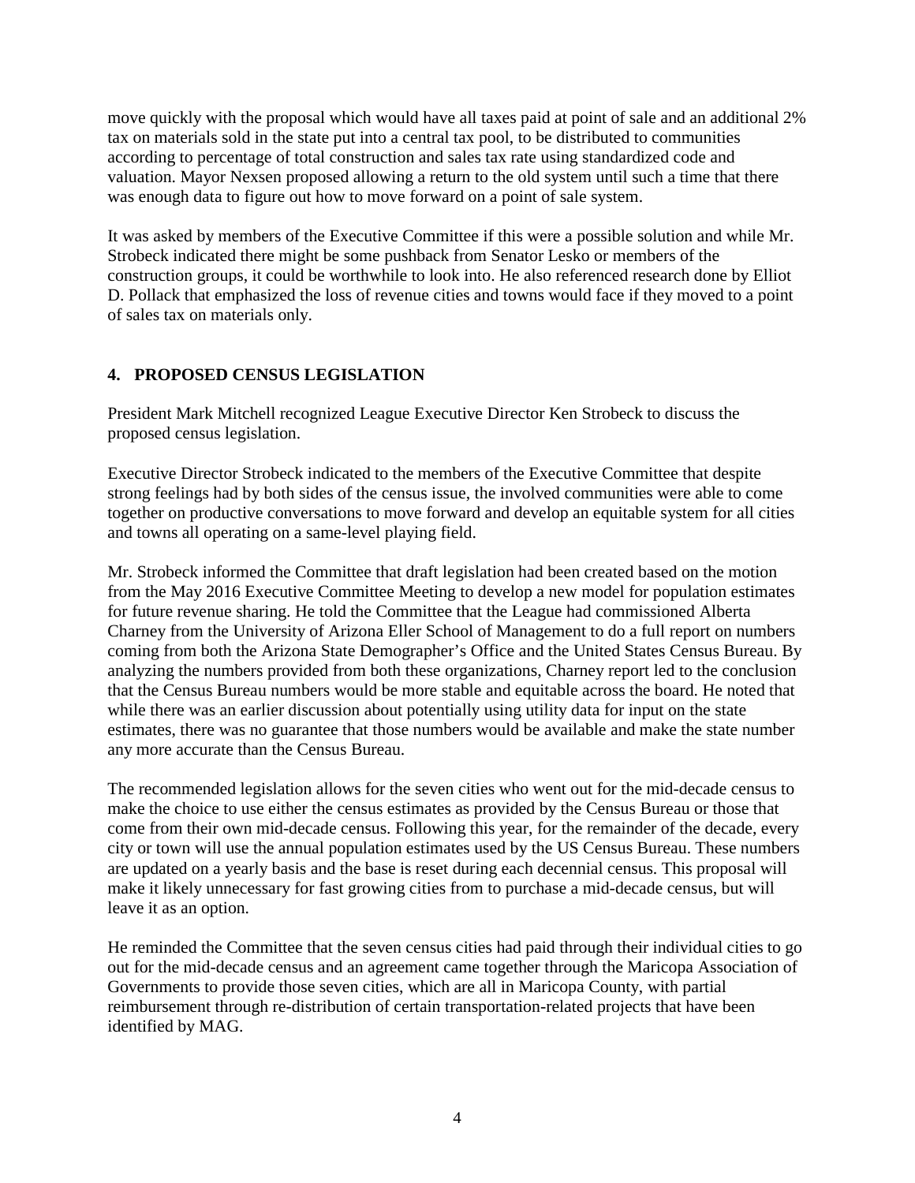move quickly with the proposal which would have all taxes paid at point of sale and an additional 2% tax on materials sold in the state put into a central tax pool, to be distributed to communities according to percentage of total construction and sales tax rate using standardized code and valuation. Mayor Nexsen proposed allowing a return to the old system until such a time that there was enough data to figure out how to move forward on a point of sale system.

It was asked by members of the Executive Committee if this were a possible solution and while Mr. Strobeck indicated there might be some pushback from Senator Lesko or members of the construction groups, it could be worthwhile to look into. He also referenced research done by Elliot D. Pollack that emphasized the loss of revenue cities and towns would face if they moved to a point of sales tax on materials only.

## 4. PROPOSED CENSUS LEGISLATION

President Mark Mitchell recognized League Executive Director Ken Strobeck to discuss the proposed census legislation.

Executive Director Strobeck indicated to the members of the Executive Committee that despite strong feelings had by both sides of the census issue, the involved communities were able to come together on productive conversations to move forward and develop an equitable system for all cities and towns all operating on a same-level playing field.

Mr. Strobeck informed the Committee that draft legislation had been created based on the motion from the May 2016 Executive Committee Meeting to develop a new model for population estimates for future revenue sharing. He told the Committee that the League had commissioned Alberta Charney from the University of Arizona Eller School of Management to do a full report on numbers coming from both the Arizona State Demographer's Office and the United States Census Bureau. By analyzing the numbers provided from both these organizations, Charney report led to the conclusion that the Census Bureau numbers would be more stable and equitable across the board. He noted that while there was an earlier discussion about potentially using utility data for input on the state estimates, there was no guarantee that those numbers would be available and make the state number any more accurate than the Census Bureau.

The recommended legislation allows for the seven cities who went out for the mid-decade census to make the choice to use either the census estimates as provided by the Census Bureau or those that come from their own mid-decade census. Following this year, for the remainder of the decade, every city or town will use the annual population estimates used by the US Census Bureau. These numbers are updated on a yearly basis and the base is reset during each decennial census. This proposal will make it likely unnecessary for fast growing cities from to purchase a mid-decade census, but will leave it as an option.

He reminded the Committee that the seven census cities had paid through their individual cities to go out for the mid-decade census and an agreement came together through the Maricopa Association of Governments to provide those seven cities, which are all in Maricopa County, with partial reimbursement through re-distribution of certain transportation-related projects that have been identified by MAG.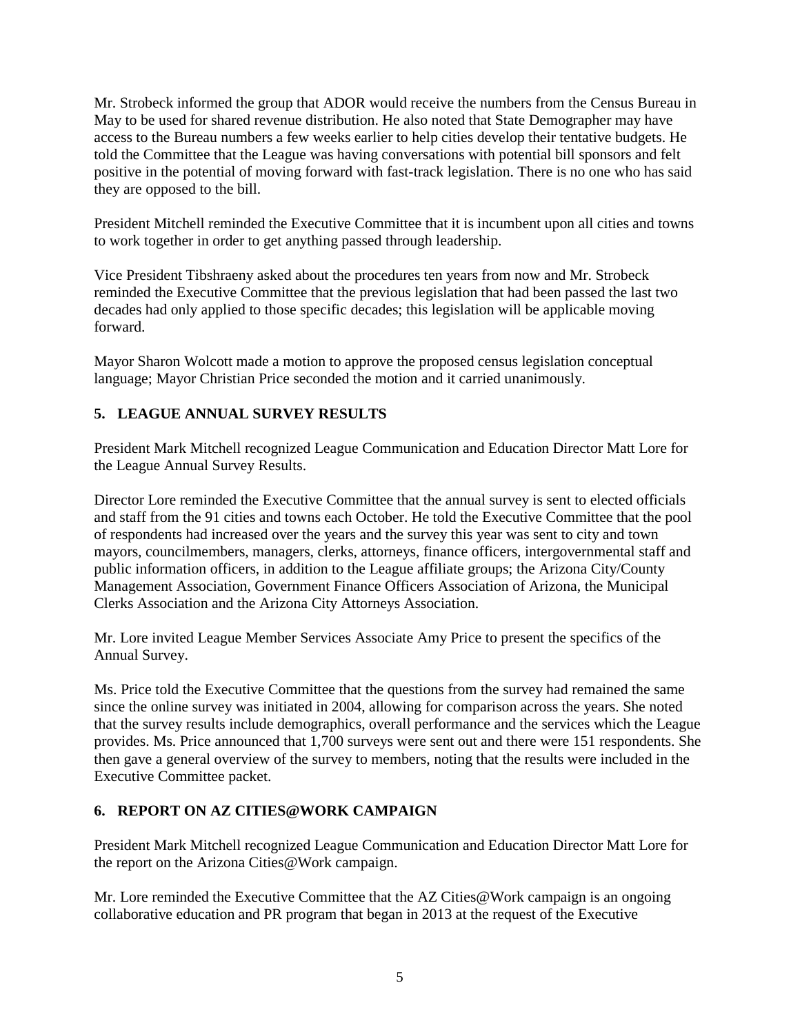Mr. Strobeck informed the group that ADOR would receive the numbers from the Census Bureau in May to be used for shared revenue distribution. He also noted that State Demographer may have access to the Bureau numbers a few weeks earlier to help cities develop their tentative budgets. He told the Committee that the League was having conversations with potential bill sponsors and felt positive in the potential of moving forward with fast-track legislation. There is no one who has said they are opposed to the bill.

President Mitchell reminded the Executive Committee that it is incumbent upon all cities and towns to work together in order to get anything passed through leadership.

Vice President Tibshraeny asked about the procedures ten years from now and Mr. Strobeck reminded the Executive Committee that the previous legislation that had been passed the last two decades had only applied to those specific decades; this legislation will be applicable moving forward.

Mayor Sharon Wolcott made a motion to approve the proposed census legislation conceptual language; Mayor Christian Price seconded the motion and it carried unanimously.

## 5. LEAGUE ANNUAL SURVEY RESULTS

President Mark Mitchell recognized League Communication and Education Director Matt Lore for the League Annual Survey Results.

Director Lore reminded the Executive Committee that the annual survey is sent to elected officials and staff from the 91 cities and towns each October. He told the Executive Committee that the pool of respondents had increased over the years and the survey this year was sent to city and town mayors, councilmembers, managers, clerks, attorneys, finance officers, intergovernmental staff and public information officers, in addition to the League affiliate groups; the Arizona City/County Management Association, Government Finance Officers Association of Arizona, the Municipal Clerks Association and the Arizona City Attorneys Association.

Mr. Lore invited League Member Services Associate Amy Price to present the specifics of the Annual Survey.

Ms. Price told the Executive Committee that the questions from the survey had remained the same since the online survey was initiated in 2004, allowing for comparison across the years. She noted that the survey results include demographics, overall performance and the services which the League provides. Ms. Price announced that 1,700 surveys were sent out and there were 151 respondents. She then gave a general overview of the survey to members, noting that the results were included in the Executive Committee packet.

## 6. REPORT ON AZ CITIES@WORK CAMPAIGN

President Mark Mitchell recognized League Communication and Education Director Matt Lore for the report on the Arizona Cities@Work campaign.

Mr. Lore reminded the Executive Committee that the AZ Cities@Work campaign is an ongoing collaborative education and PR program that began in 2013 at the request of the Executive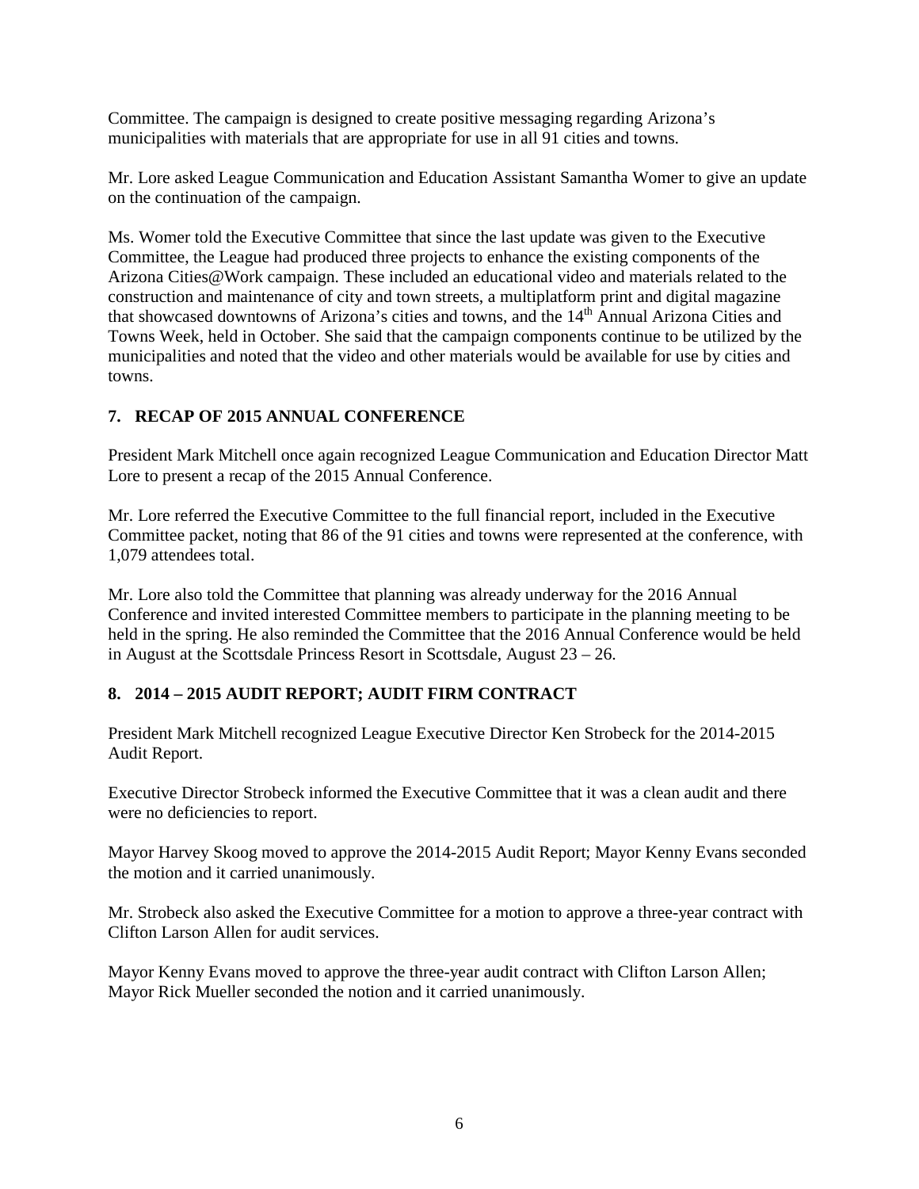Committee. The campaign is designed to create positive messaging regarding Arizona's municipalities with materials that are appropriate for use in all 91 cities and towns.

Mr. Lore asked League Communication and Education Assistant Samantha Womer to give an update on the continuation of the campaign.

Ms. Womer told the Executive Committee that since the last update was given to the Executive Committee, the League had produced three projects to enhance the existing components of the Arizona Cities@Work campaign. These included an educational video and materials related to the construction and maintenance of city and town streets, a multiplatform print and digital magazine that showcased downtowns of Arizona's cities and towns, and the 14th Annual Arizona Cities and Towns Week, held in October. She said that the campaign components continue to be utilized by the municipalities and noted that the video and other materials would be available for use by cities and towns.

## 7. RECAP OF 2015 ANNUAL CONFERENCE

President Mark Mitchell once again recognized League Communication and Education Director Matt Lore to present a recap of the 2015 Annual Conference.

Mr. Lore referred the Executive Committee to the full financial report, included in the Executive Committee packet, noting that 86 of the 91 cities and towns were represented at the conference, with 1,079 attendees total.

Mr. Lore also told the Committee that planning was already underway for the 2016 Annual Conference and invited interested Committee members to participate in the planning meeting to be held in the spring. He also reminded the Committee that the 2016 Annual Conference would be held in August at the Scottsdale Princess Resort in Scottsdale, August 23 – 26.

## 8. 2014 – 2015 AUDIT REPORT; AUDIT FIRM CONTRACT

President Mark Mitchell recognized League Executive Director Ken Strobeck for the 2014-2015 Audit Report.

Executive Director Strobeck informed the Executive Committee that it was a clean audit and there were no deficiencies to report.

Mayor Harvey Skoog moved to approve the 2014-2015 Audit Report; Mayor Kenny Evans seconded the motion and it carried unanimously.

Mr. Strobeck also asked the Executive Committee for a motion to approve a three-year contract with Clifton Larson Allen for audit services.

Mayor Kenny Evans moved to approve the three-year audit contract with Clifton Larson Allen; Mayor Rick Mueller seconded the notion and it carried unanimously.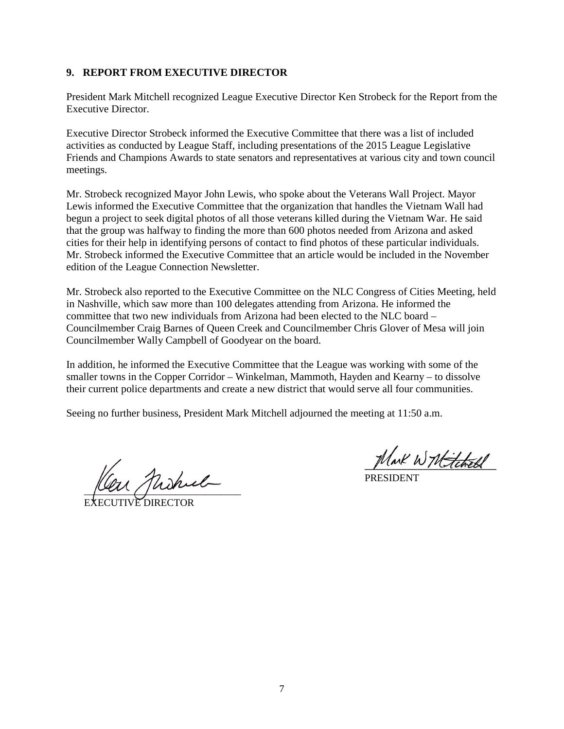### 9. REPORT FROM EXECUTIVE DIRECTOR

President Mark Mitchell recognized League Executive Director Ken Strobeck for the Report from the Executive Director.

Executive Director Strobeck informed the Executive Committee that there was a list of included activities as conducted by League Staff, including presentations of the 2015 League Legislative Friends and Champions Awards to state senators and representatives at various city and town council meetings.

Mr. Strobeck recognized Mayor John Lewis, who spoke about the Veterans Wall Project. Mayor Lewis informed the Executive Committee that the organization that handles the Vietnam Wall had begun a project to seek digital photos of all those veterans killed during the Vietnam War. He said that the group was halfway to finding the more than 600 photos needed from Arizona and asked cities for their help in identifying persons of contact to find photos of these particular individuals. Mr. Strobeck informed the Executive Committee that an article would be included in the November edition of the League Connection Newsletter.

Mr. Strobeck also reported to the Executive Committee on the NLC Congress of Cities Meeting, held in Nashville, which saw more than 100 delegates attending from Arizona. He informed the committee that two new individuals from Arizona had been elected to the NLC board – Councilmember Craig Barnes of Queen Creek and Councilmember Chris Glover of Mesa will join Councilmember Wally Campbell of Goodyear on the board.

In addition, he informed the Executive Committee that the League was working with some of the smaller towns in the Copper Corridor – Winkelman, Mammoth, Hayden and Kearny – to dissolve their current police departments and create a new district that would serve all four communities.

Seeing no further business, President Mark Mitchell adjourned the meeting at 11:50 a.m.

EXECUTIVE DIRECTOR

PRESIDENT